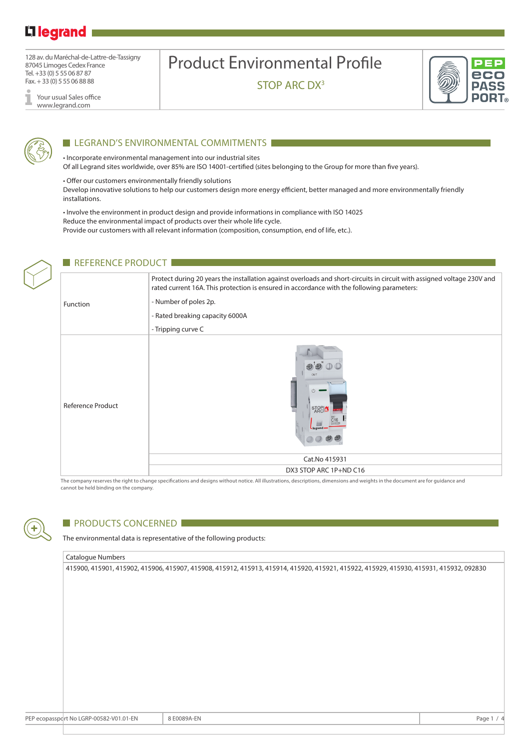128 av. du Maréchal-de-Lattre-de-Tassigny
87045 Limoges Cedex France
Tel. +33 (0) 5 55 06 87 87
Fax. + 33 (0) 5 55 06 88 88

Your usual Sales office
www.legrand.com

# Product Environmental Profile

## STOP ARC DX³

## LEGRAND'S ENVIRONMENTAL COMMITMENTS

• Incorporate environmental management into our industrial sites
Of all Legrand sites worldwide, over 85% are ISO 14001-certified (sites belonging to the Group for more than five years).

• Offer our customers environmentally friendly solutions
Develop innovative solutions to help our customers design more energy efficient, better managed and more environmentally friendly installations.

• Involve the environment in product design and provide informations in compliance with ISO 14025
Reduce the environmental impact of products over their whole life cycle.
Provide our customers with all relevant information (composition, consumption, end of life, etc.).

## REFERENCE PRODUCT

| | |
|---|---|
| Function | Protect during 20 years the installation against overloads and short-circuits in circuit with assigned voltage 230V and rated current 16A. This protection is ensured in accordance with the following parameters:<br>- Number of poles 2p.<br>- Rated breaking capacity 6000A<br>- Tripping curve C |
| Reference Product | Cat.No 415931<br>DX3 STOP ARC 1P+ND C16 |

The company reserves the right to change specifications and designs without notice. All illustrations, descriptions, dimensions and weights in the document are for guidance and cannot be held binding on the company.

## PRODUCTS CONCERNED

The environmental data is representative of the following products:

| Catalogue Numbers |
|---|
| 415900, 415901, 415902, 415906, 415907, 415908, 415912, 415913, 415914, 415920, 415921, 415922, 415929, 415930, 415931, 415932, 092830 |

PEP ecopassport No LGRP-00582-V01.01-EN | 8 E0089A-EN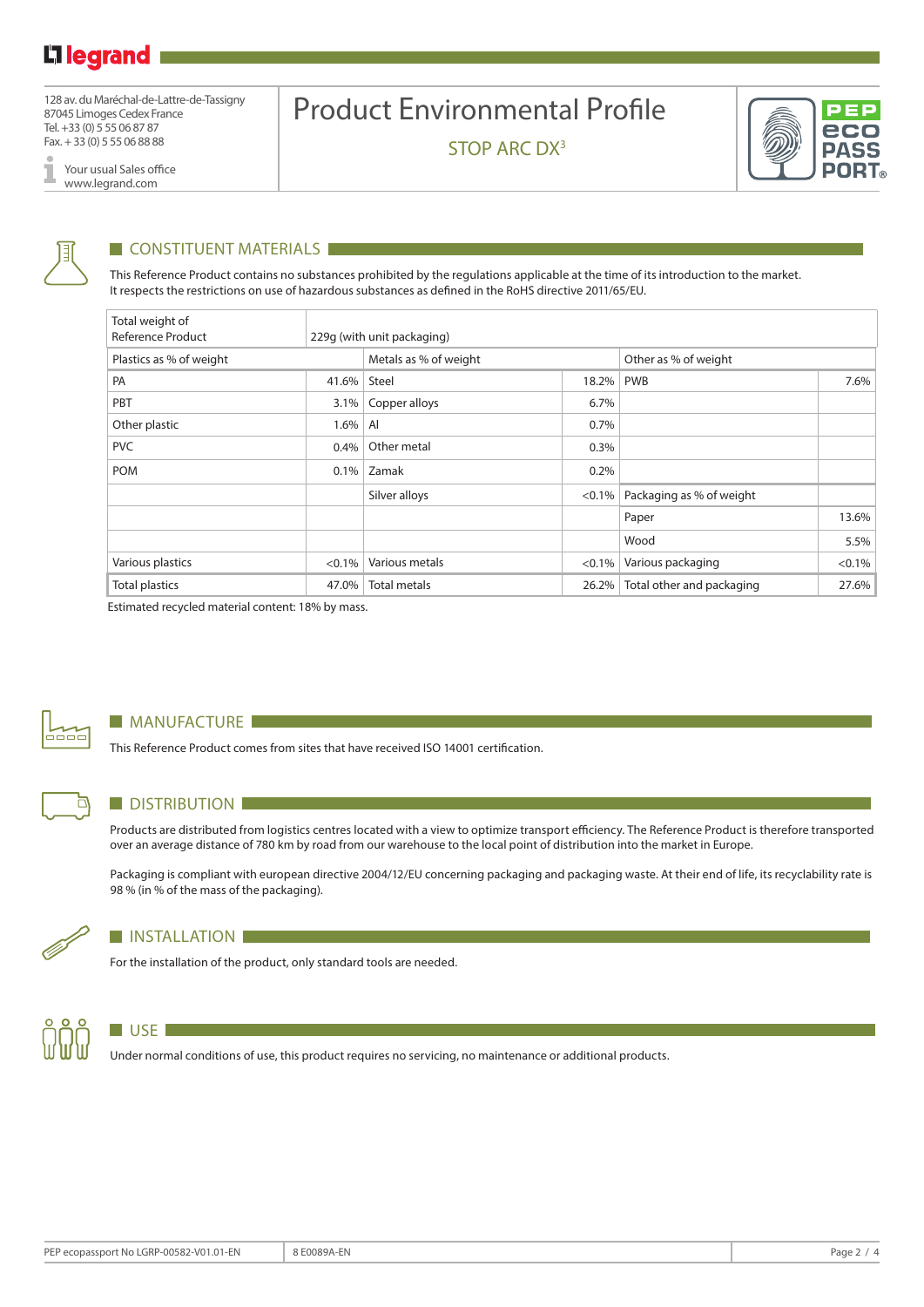# Product Environmental Profile

STOP ARC DX[3]

128 av. du Maréchal-de-Lattre-de-Tassigny
87045 Limoges Cedex France
Tel. +33 (0) 5 55 06 87 87
Fax. + 33 (0) 5 55 06 88 88

Your usual Sales office
www.legrand.com

## CONSTITUENT MATERIALS

This Reference Product contains no substances prohibited by the regulations applicable at the time of its introduction to the market.
It respects the restrictions on use of hazardous substances as defined in the RoHS directive 2011/65/EU.

| Total weight of Reference Product | 229g (with unit packaging) | | | | |
|---|---|---|---|---|---|
| Plastics as % of weight | | Metals as % of weight | | Other as % of weight | |
| PA | 41.6% | Steel | 18.2% | PWB | 7.6% |
| PBT | 3.1% | Copper alloys | 6.7% | | |
| Other plastic | 1.6% | Al | 0.7% | | |
| PVC | 0.4% | Other metal | 0.3% | | |
| POM | 0.1% | Zamak | 0.2% | | |
| | | Silver alloys | <0.1% | Packaging as % of weight | |
| | | | | Paper | 13.6% |
| | | | | Wood | 5.5% |
| Various plastics | <0.1% | Various metals | <0.1% | Various packaging | <0.1% |
| Total plastics | 47.0% | Total metals | 26.2% | Total other and packaging | 27.6% |

Estimated recycled material content: 18% by mass.

## MANUFACTURE

This Reference Product comes from sites that have received ISO 14001 certification.

## DISTRIBUTION

Products are distributed from logistics centres located with a view to optimize transport efficiency. The Reference Product is therefore transported over an average distance of 780 km by road from our warehouse to the local point of distribution into the market in Europe.

Packaging is compliant with european directive 2004/12/EU concerning packaging and packaging waste. At their end of life, its recyclability rate is 98 % (in % of the mass of the packaging).

## INSTALLATION

For the installation of the product, only standard tools are needed.

## USE

Under normal conditions of use, this product requires no servicing, no maintenance or additional products.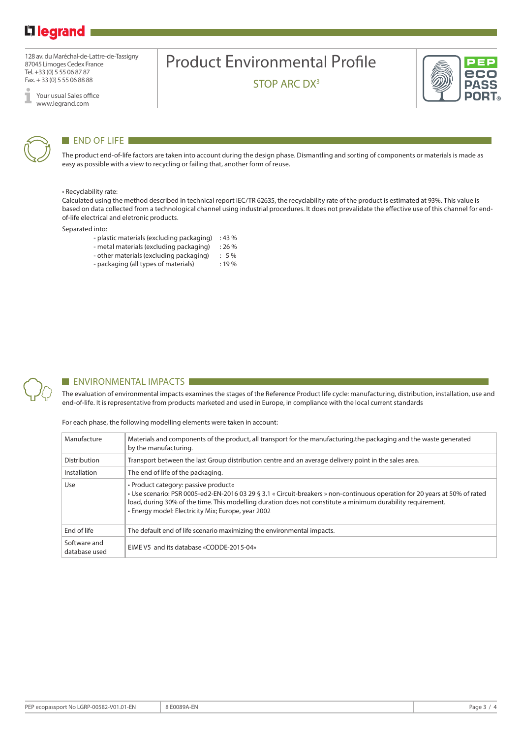# Product Environmental Profile

STOP ARC DX³

128 av. du Maréchal-de-Lattre-de-Tassigny
87045 Limoges Cedex France
Tel. +33 (0) 5 55 06 87 87
Fax. + 33 (0) 5 55 06 88 88

Your usual Sales office
www.legrand.com

## END OF LIFE

The product end-of-life factors are taken into account during the design phase. Dismantling and sorting of components or materials is made as easy as possible with a view to recycling or failing that, another form of reuse.

• Recyclability rate:
Calculated using the method described in technical report IEC/TR 62635, the recyclability rate of the product is estimated at 93%. This value is based on data collected from a technological channel using industrial procedures. It does not prevalidate the effective use of this channel for end-of-life electrical and eletronic products.

Separated into:

- plastic materials (excluding packaging) : 43 %
- metal materials (excluding packaging) : 26 %
- other materials (excluding packaging) : 5 %
- packaging (all types of materials) : 19 %

## ENVIRONMENTAL IMPACTS

The evaluation of environmental impacts examines the stages of the Reference Product life cycle: manufacturing, distribution, installation, use and end-of-life. It is representative from products marketed and used in Europe, in compliance with the local current standards

For each phase, the following modelling elements were taken in account:

| | |
|---|---|
| Manufacture | Materials and components of the product, all transport for the manufacturing,the packaging and the waste generated by the manufacturing. |
| Distribution | Transport between the last Group distribution centre and an average delivery point in the sales area. |
| Installation | The end of life of the packaging. |
| Use | • Product category: passive product« <br> • Use scenario: PSR 0005-ed2-EN-2016 03 29 § 3.1 « Circuit-breakers » non-continuous operation for 20 years at 50% of rated load, during 30% of the time. This modelling duration does not constitute a minimum durability requirement. <br> • Energy model: Electricity Mix; Europe, year 2002 |
| End of life | The default end of life scenario maximizing the environmental impacts. |
| Software and database used | EIME V5 and its database «CODDE-2015-04» |

PEP ecopassport No LGRP-00582-V01.01-EN | 8 E0089A-EN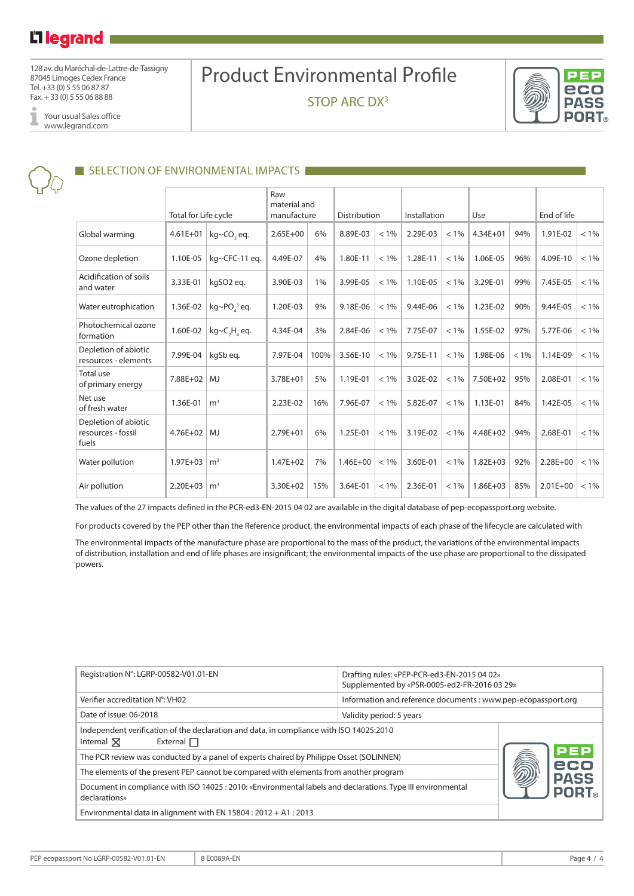# Product Environmental Profile

STOP ARC DX[3]

128 av. du Maréchal-de-Lattre-de-Tassigny
87045 Limoges Cedex France
Tel. +33 (0) 5 55 06 87 87
Fax. + 33 (0) 5 55 06 88 88

Your usual Sales office
www.legrand.com

## SELECTION OF ENVIRONMENTAL IMPACTS

| | Total for Life cycle | | Raw material and manufacture | | Distribution | | Installation | | Use | | End of life | |
|---|---|---|---|---|---|---|---|---|---|---|---|---|
| Global warming | 4.61E+01 | kg~$CO_2$ eq. | 2.65E+00 | 6% | 8.89E-03 | < 1% | 2.29E-03 | < 1% | 4.34E+01 | 94% | 1.91E-02 | < 1% |
| Ozone depletion | 1.10E-05 | kg~CFC-11 eq. | 4.49E-07 | 4% | 1.80E-11 | < 1% | 1.28E-11 | < 1% | 1.06E-05 | 96% | 4.09E-10 | < 1% |
| Acidification of soils and water | 3.33E-01 | kgSO2 eq. | 3.90E-03 | 1% | 3.99E-05 | < 1% | 1.10E-05 | < 1% | 3.29E-01 | 99% | 7.45E-05 | < 1% |
| Water eutrophication | 1.36E-02 | kg~$PO_4^{3-}$eq. | 1.20E-03 | 9% | 9.18E-06 | < 1% | 9.44E-06 | < 1% | 1.23E-02 | 90% | 9.44E-05 | < 1% |
| Photochemical ozone formation | 1.60E-02 | kg~$C_2H_4$ eq. | 4.34E-04 | 3% | 2.84E-06 | < 1% | 7.75E-07 | < 1% | 1.55E-02 | 97% | 5.77E-06 | < 1% |
| Depletion of abiotic resources - elements | 7.99E-04 | kgSb eq. | 7.97E-04 | 100% | 3.56E-10 | < 1% | 9.75E-11 | < 1% | 1.98E-06 | < 1% | 1.14E-09 | < 1% |
| Total use of primary energy | 7.88E+02 | MJ | 3.78E+01 | 5% | 1.19E-01 | < 1% | 3.02E-02 | < 1% | 7.50E+02 | 95% | 2.08E-01 | < 1% |
| Net use of fresh water | 1.36E-01 | m³ | 2.23E-02 | 16% | 7.96E-07 | < 1% | 5.82E-07 | < 1% | 1.13E-01 | 84% | 1.42E-05 | < 1% |
| Depletion of abiotic resources - fossil fuels | 4.76E+02 | MJ | 2.79E+01 | 6% | 1.25E-01 | < 1% | 3.19E-02 | < 1% | 4.48E+02 | 94% | 2.68E-01 | < 1% |
| Water pollution | 1.97E+03 | m³ | 1.47E+02 | 7% | 1.46E+00 | < 1% | 3.60E-01 | < 1% | 1.82E+03 | 92% | 2.28E+00 | < 1% |
| Air pollution | 2.20E+03 | m³ | 3.30E+02 | 15% | 3.64E-01 | < 1% | 2.36E-01 | < 1% | 1.86E+03 | 85% | 2.01E+00 | < 1% |

The values of the 27 impacts defined in the PCR-ed3-EN-2015 04 02 are available in the digital database of pep-ecopassport.org website.

For products covered by the PEP other than the Reference product, the environmental impacts of each phase of the lifecycle are calculated with

The environmental impacts of the manufacture phase are proportional to the mass of the product, the variations of the environmental impacts of distribution, installation and end of life phases are insignificant; the environmental impacts of the use phase are proportional to the dissipated powers.

| | |
|---|---|
| Registration N°: LGRP-00582-V01.01-EN | Drafting rules: «PEP-PCR-ed3-EN-2015 04 02» Supplemented by «PSR-0005-ed2-FR-2016 03 29» |
| Verifier accreditation N°: VH02 | Information and reference documents : www.pep-ecopassport.org |
| Date of issue: 06-2018 | Validity period: 5 years |
| Independent verification of the declaration and data, in compliance with ISO 14025:2010 Internal ☒ External ☐ | |
| The PCR review was conducted by a panel of experts chaired by Philippe Osset (SOLINNEN) | |
| The elements of the present PEP cannot be compared with elements from another program | |
| Document in compliance with ISO 14025 : 2010: «Environmental labels and declarations. Type III environmental declarations» | |
| Environmental data in alignment with EN 15804 : 2012 + A1 : 2013 | |

PEP ecopassport No LGRP-00582-V01.01-EN | 8 E0089A-EN